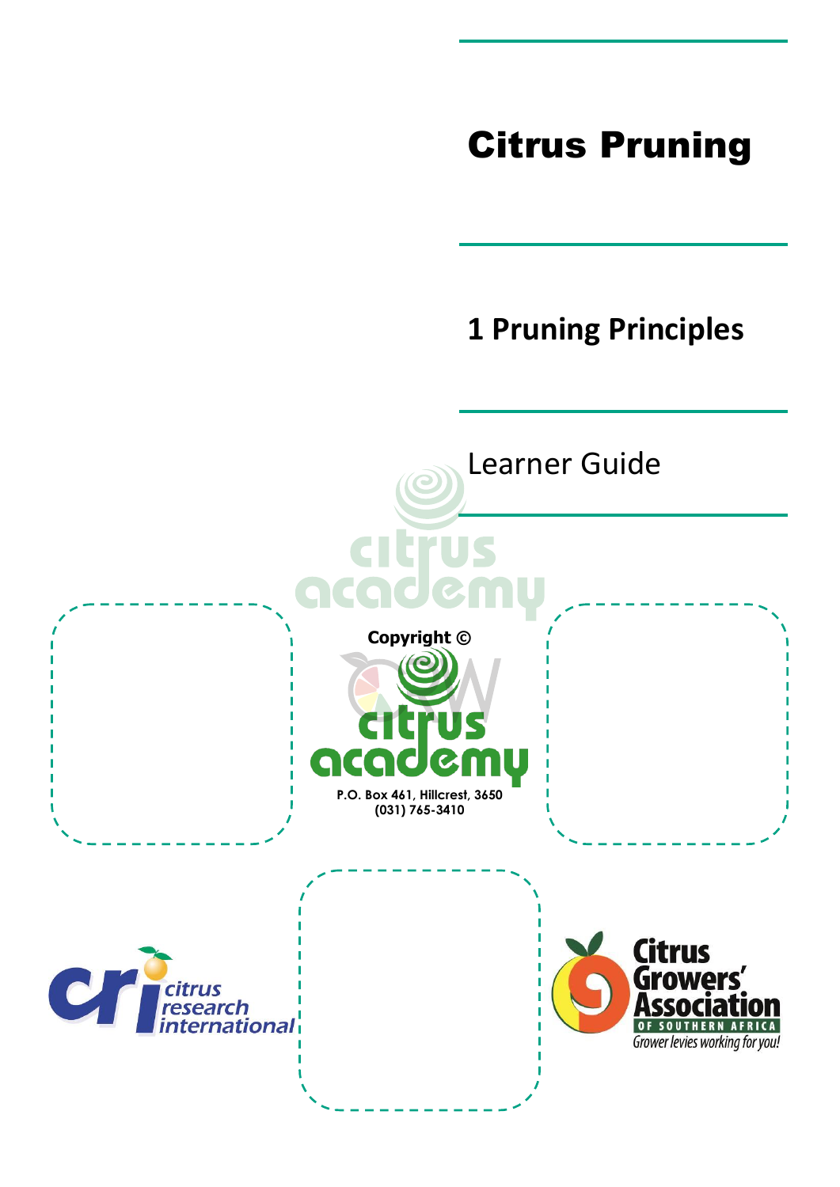# Citrus Pruning

## 1 Pruning Principles

Learner Guide

Copyright ©

P.O. Box 461, Hillcrest, 3650
(031) 765-3410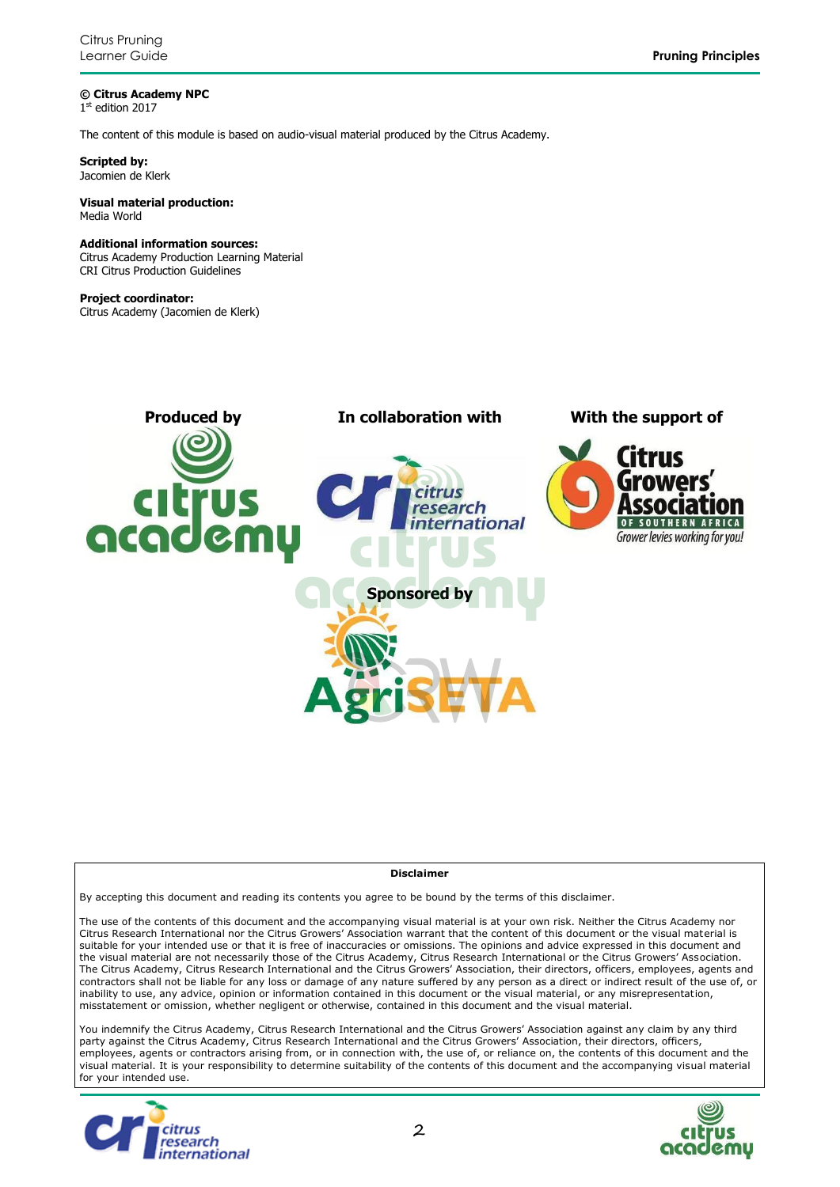**© Citrus Academy NPC**
1st edition 2017

The content of this module is based on audio-visual material produced by the Citrus Academy.

**Scripted by:**
Jacomien de Klerk

**Visual material production:**
Media World

**Additional information sources:**
Citrus Academy Production Learning Material
CRI Citrus Production Guidelines

**Project coordinator:**
Citrus Academy (Jacomien de Klerk)

**Produced by**

**In collaboration with**

**With the support of**

**Sponsored by**

**Disclaimer**

By accepting this document and reading its contents you agree to be bound by the terms of this disclaimer.

The use of the contents of this document and the accompanying visual material is at your own risk. Neither the Citrus Academy nor Citrus Research International nor the Citrus Growers' Association warrant that the content of this document or the visual material is suitable for your intended use or that it is free of inaccuracies or omissions. The opinions and advice expressed in this document and the visual material are not necessarily those of the Citrus Academy, Citrus Research International or the Citrus Growers' Association. The Citrus Academy, Citrus Research International and the Citrus Growers' Association, their directors, officers, employees, agents and contractors shall not be liable for any loss or damage of any nature suffered by any person as a direct or indirect result of the use of, or inability to use, any advice, opinion or information contained in this document or the visual material, or any misrepresentation, misstatement or omission, whether negligent or otherwise, contained in this document and the visual material.

You indemnify the Citrus Academy, Citrus Research International and the Citrus Growers' Association against any claim by any third party against the Citrus Academy, Citrus Research International and the Citrus Growers' Association, their directors, officers, employees, agents or contractors arising from, or in connection with, the use of, or reliance on, the contents of this document and the visual material. It is your responsibility to determine suitability of the contents of this document and the accompanying visual material for your intended use.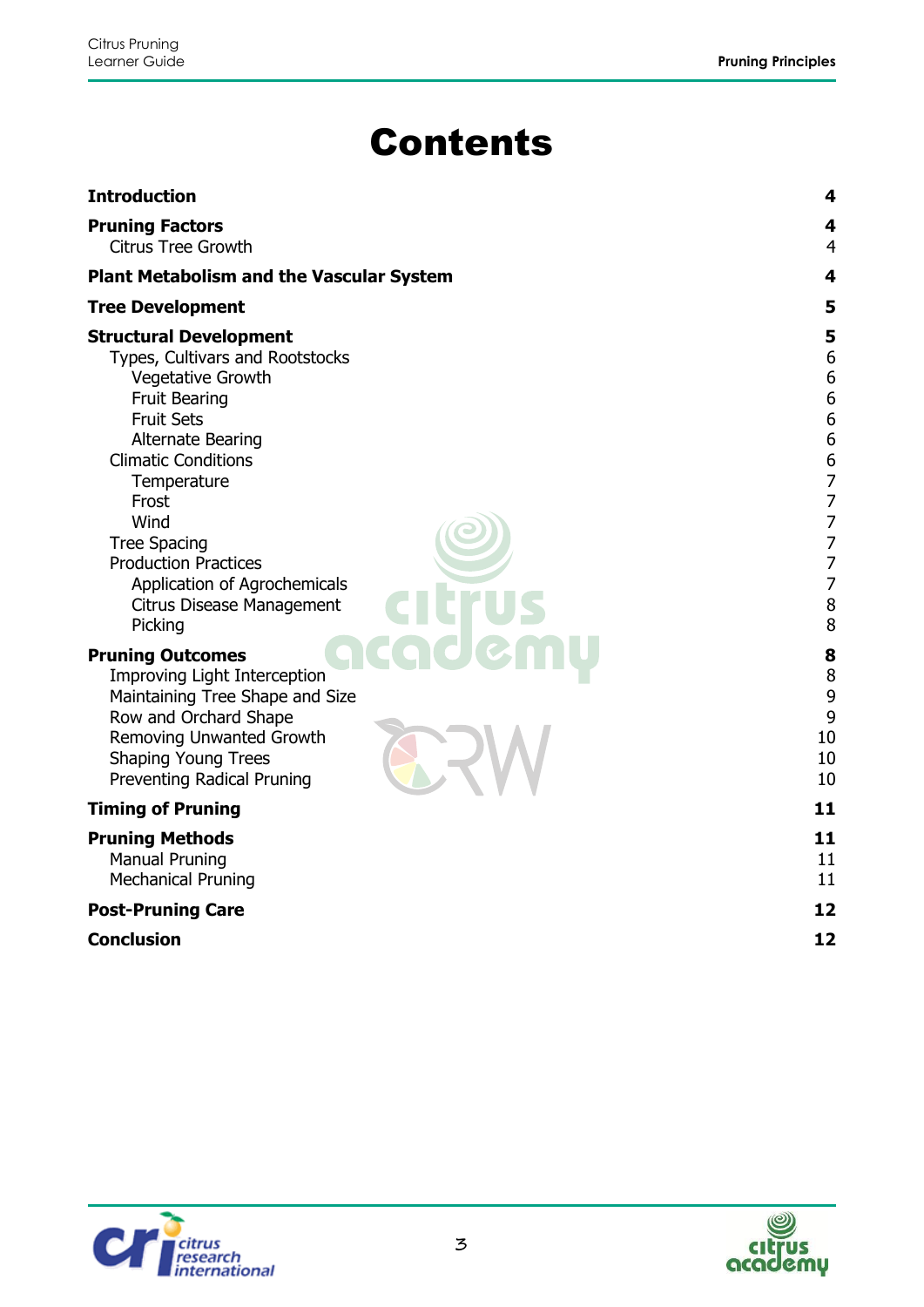# Contents

| | |
|---|---|
| **Introduction** | **4** |
| **Pruning Factors** | **4** |
| Citrus Tree Growth | 4 |
| **Plant Metabolism and the Vascular System** | **4** |
| **Tree Development** | **5** |
| **Structural Development** | **5** |
| Types, Cultivars and Rootstocks | 6 |
| Vegetative Growth | 6 |
| Fruit Bearing | 6 |
| Fruit Sets | 6 |
| Alternate Bearing | 6 |
| Climatic Conditions | 6 |
| Temperature | 7 |
| Frost | 7 |
| Wind | 7 |
| Tree Spacing | 7 |
| Production Practices | 7 |
| Application of Agrochemicals | 7 |
| Citrus Disease Management | 8 |
| Picking | 8 |
| **Pruning Outcomes** | **8** |
| Improving Light Interception | 8 |
| Maintaining Tree Shape and Size | 9 |
| Row and Orchard Shape | 9 |
| Removing Unwanted Growth | 10 |
| Shaping Young Trees | 10 |
| Preventing Radical Pruning | 10 |
| **Timing of Pruning** | **11** |
| **Pruning Methods** | **11** |
| Manual Pruning | 11 |
| Mechanical Pruning | 11 |
| **Post-Pruning Care** | **12** |
| **Conclusion** | **12** |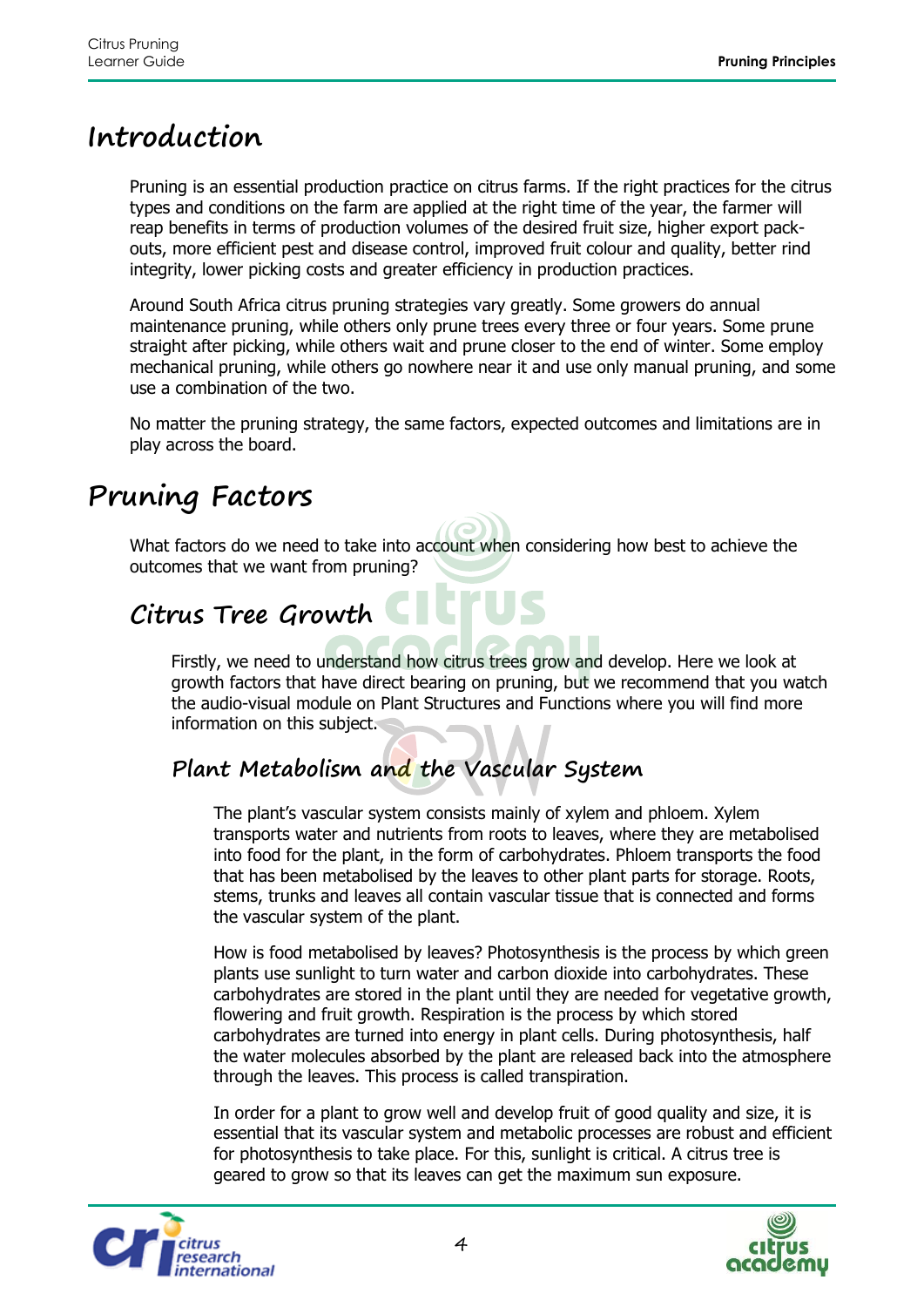# Introduction

Pruning is an essential production practice on citrus farms. If the right practices for the citrus types and conditions on the farm are applied at the right time of the year, the farmer will reap benefits in terms of production volumes of the desired fruit size, higher export pack-outs, more efficient pest and disease control, improved fruit colour and quality, better rind integrity, lower picking costs and greater efficiency in production practices.

Around South Africa citrus pruning strategies vary greatly. Some growers do annual maintenance pruning, while others only prune trees every three or four years. Some prune straight after picking, while others wait and prune closer to the end of winter. Some employ mechanical pruning, while others go nowhere near it and use only manual pruning, and some use a combination of the two.

No matter the pruning strategy, the same factors, expected outcomes and limitations are in play across the board.

# Pruning Factors

What factors do we need to take into account when considering how best to achieve the outcomes that we want from pruning?

## Citrus Tree Growth

Firstly, we need to understand how citrus trees grow and develop. Here we look at growth factors that have direct bearing on pruning, but we recommend that you watch the audio-visual module on Plant Structures and Functions where you will find more information on this subject.

### Plant Metabolism and the Vascular System

The plant's vascular system consists mainly of xylem and phloem. Xylem transports water and nutrients from roots to leaves, where they are metabolised into food for the plant, in the form of carbohydrates. Phloem transports the food that has been metabolised by the leaves to other plant parts for storage. Roots, stems, trunks and leaves all contain vascular tissue that is connected and forms the vascular system of the plant.

How is food metabolised by leaves? Photosynthesis is the process by which green plants use sunlight to turn water and carbon dioxide into carbohydrates. These carbohydrates are stored in the plant until they are needed for vegetative growth, flowering and fruit growth. Respiration is the process by which stored carbohydrates are turned into energy in plant cells. During photosynthesis, half the water molecules absorbed by the plant are released back into the atmosphere through the leaves. This process is called transpiration.

In order for a plant to grow well and develop fruit of good quality and size, it is essential that its vascular system and metabolic processes are robust and efficient for photosynthesis to take place. For this, sunlight is critical. A citrus tree is geared to grow so that its leaves can get the maximum sun exposure.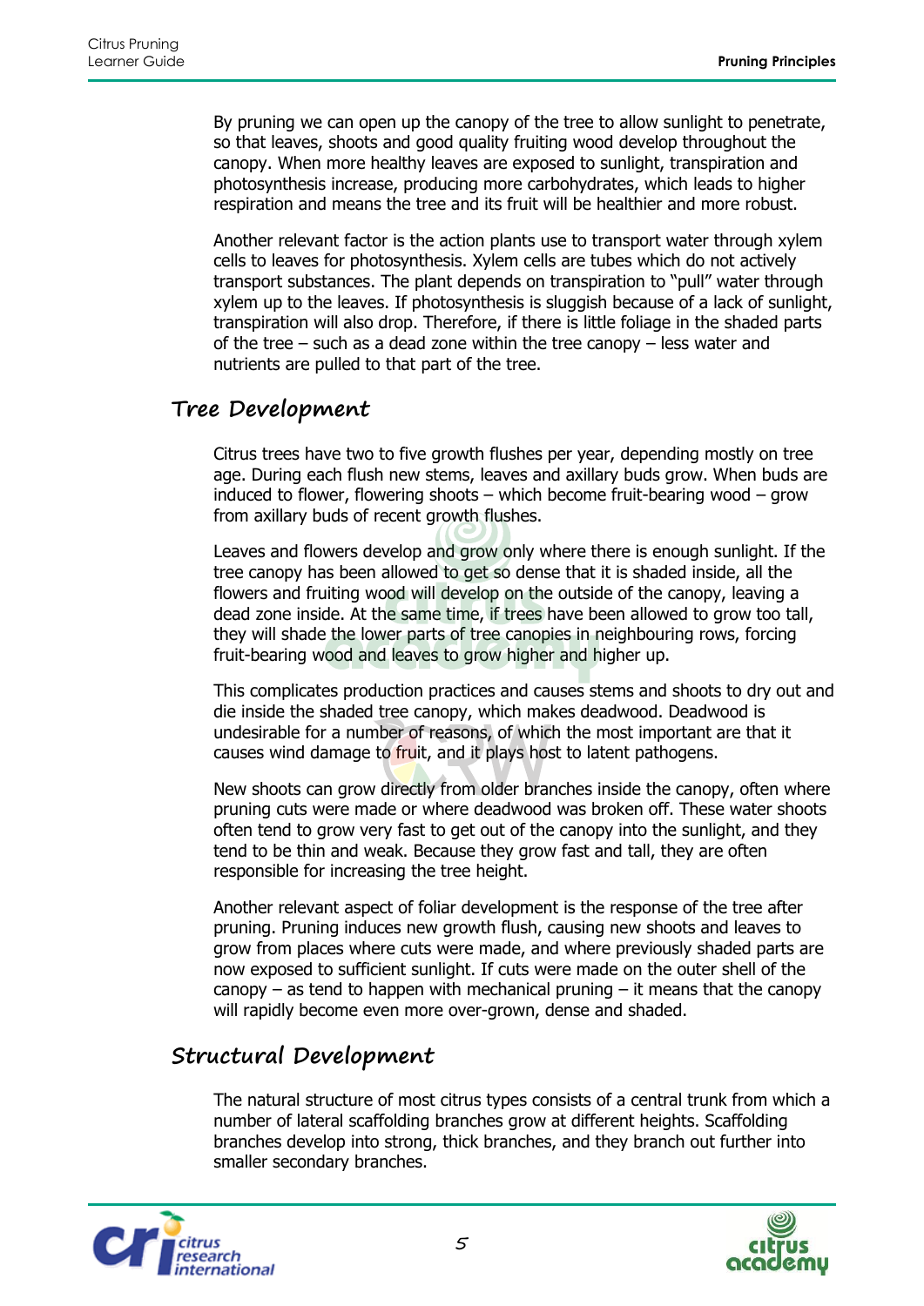By pruning we can open up the canopy of the tree to allow sunlight to penetrate, so that leaves, shoots and good quality fruiting wood develop throughout the canopy. When more healthy leaves are exposed to sunlight, transpiration and photosynthesis increase, producing more carbohydrates, which leads to higher respiration and means the tree and its fruit will be healthier and more robust.

Another relevant factor is the action plants use to transport water through xylem cells to leaves for photosynthesis. Xylem cells are tubes which do not actively transport substances. The plant depends on transpiration to "pull" water through xylem up to the leaves. If photosynthesis is sluggish because of a lack of sunlight, transpiration will also drop. Therefore, if there is little foliage in the shaded parts of the tree – such as a dead zone within the tree canopy – less water and nutrients are pulled to that part of the tree.

## Tree Development

Citrus trees have two to five growth flushes per year, depending mostly on tree age. During each flush new stems, leaves and axillary buds grow. When buds are induced to flower, flowering shoots – which become fruit-bearing wood – grow from axillary buds of recent growth flushes.

Leaves and flowers develop and grow only where there is enough sunlight. If the tree canopy has been allowed to get so dense that it is shaded inside, all the flowers and fruiting wood will develop on the outside of the canopy, leaving a dead zone inside. At the same time, if trees have been allowed to grow too tall, they will shade the lower parts of tree canopies in neighbouring rows, forcing fruit-bearing wood and leaves to grow higher and higher up.

This complicates production practices and causes stems and shoots to dry out and die inside the shaded tree canopy, which makes deadwood. Deadwood is undesirable for a number of reasons, of which the most important are that it causes wind damage to fruit, and it plays host to latent pathogens.

New shoots can grow directly from older branches inside the canopy, often where pruning cuts were made or where deadwood was broken off. These water shoots often tend to grow very fast to get out of the canopy into the sunlight, and they tend to be thin and weak. Because they grow fast and tall, they are often responsible for increasing the tree height.

Another relevant aspect of foliar development is the response of the tree after pruning. Pruning induces new growth flush, causing new shoots and leaves to grow from places where cuts were made, and where previously shaded parts are now exposed to sufficient sunlight. If cuts were made on the outer shell of the canopy – as tend to happen with mechanical pruning – it means that the canopy will rapidly become even more over-grown, dense and shaded.

## Structural Development

The natural structure of most citrus types consists of a central trunk from which a number of lateral scaffolding branches grow at different heights. Scaffolding branches develop into strong, thick branches, and they branch out further into smaller secondary branches.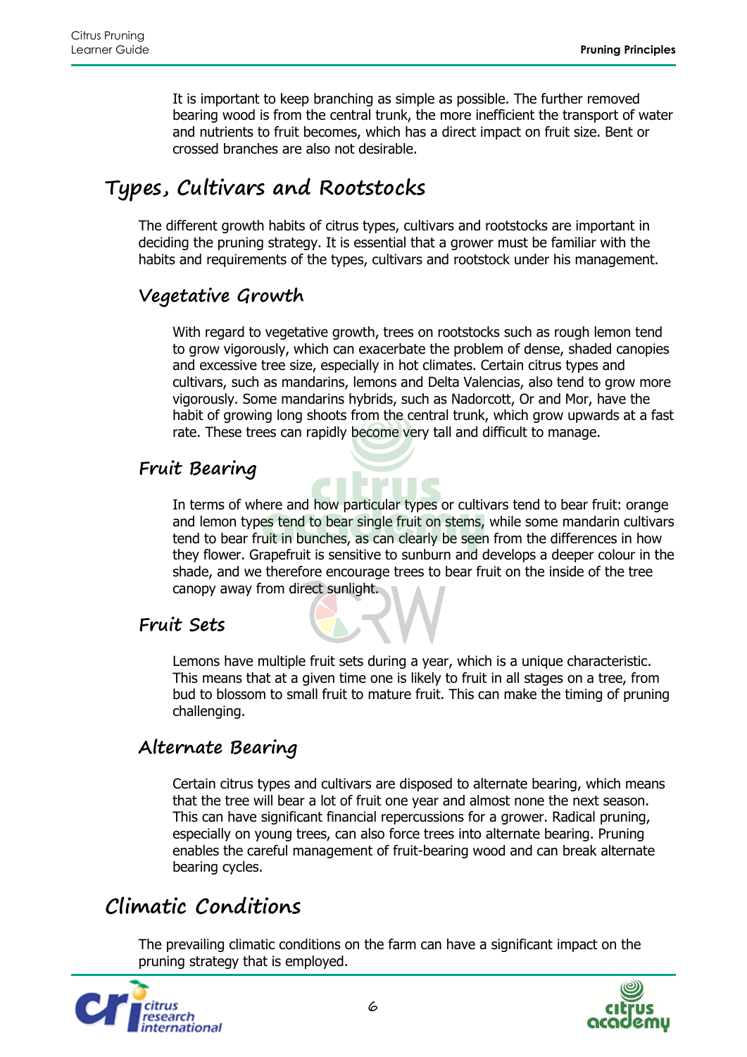It is important to keep branching as simple as possible. The further removed bearing wood is from the central trunk, the more inefficient the transport of water and nutrients to fruit becomes, which has a direct impact on fruit size. Bent or crossed branches are also not desirable.

# Types, Cultivars and Rootstocks

The different growth habits of citrus types, cultivars and rootstocks are important in deciding the pruning strategy. It is essential that a grower must be familiar with the habits and requirements of the types, cultivars and rootstock under his management.

## Vegetative Growth

With regard to vegetative growth, trees on rootstocks such as rough lemon tend to grow vigorously, which can exacerbate the problem of dense, shaded canopies and excessive tree size, especially in hot climates. Certain citrus types and cultivars, such as mandarins, lemons and Delta Valencias, also tend to grow more vigorously. Some mandarins hybrids, such as Nadorcott, Or and Mor, have the habit of growing long shoots from the central trunk, which grow upwards at a fast rate. These trees can rapidly become very tall and difficult to manage.

## Fruit Bearing

In terms of where and how particular types or cultivars tend to bear fruit: orange and lemon types tend to bear single fruit on stems, while some mandarin cultivars tend to bear fruit in bunches, as can clearly be seen from the differences in how they flower. Grapefruit is sensitive to sunburn and develops a deeper colour in the shade, and we therefore encourage trees to bear fruit on the inside of the tree canopy away from direct sunlight.

## Fruit Sets

Lemons have multiple fruit sets during a year, which is a unique characteristic. This means that at a given time one is likely to fruit in all stages on a tree, from bud to blossom to small fruit to mature fruit. This can make the timing of pruning challenging.

## Alternate Bearing

Certain citrus types and cultivars are disposed to alternate bearing, which means that the tree will bear a lot of fruit one year and almost none the next season. This can have significant financial repercussions for a grower. Radical pruning, especially on young trees, can also force trees into alternate bearing. Pruning enables the careful management of fruit-bearing wood and can break alternate bearing cycles.

# Climatic Conditions

The prevailing climatic conditions on the farm can have a significant impact on the pruning strategy that is employed.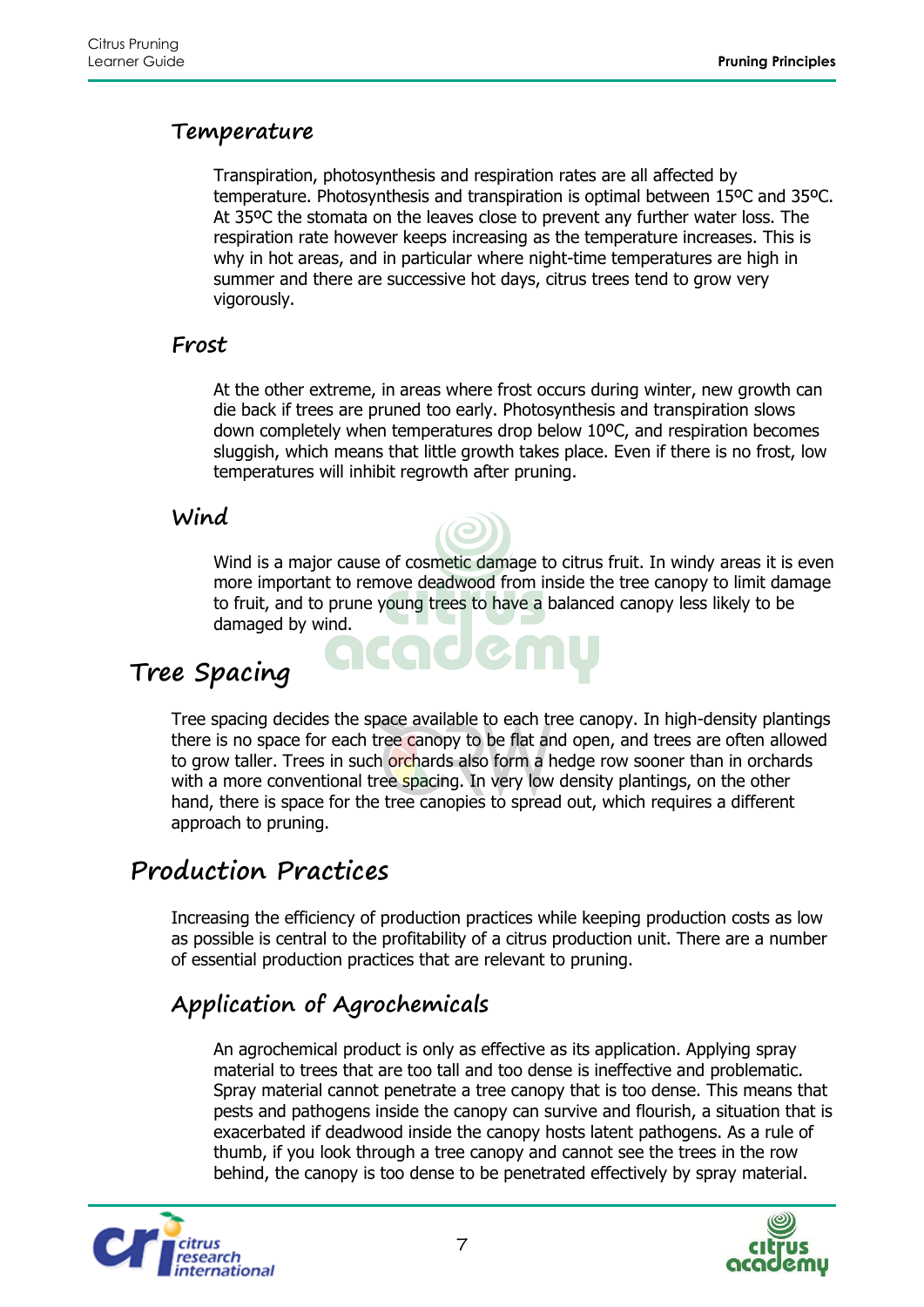### Temperature

Transpiration, photosynthesis and respiration rates are all affected by temperature. Photosynthesis and transpiration is optimal between 15ºC and 35ºC. At 35ºC the stomata on the leaves close to prevent any further water loss. The respiration rate however keeps increasing as the temperature increases. This is why in hot areas, and in particular where night-time temperatures are high in summer and there are successive hot days, citrus trees tend to grow very vigorously.

### Frost

At the other extreme, in areas where frost occurs during winter, new growth can die back if trees are pruned too early. Photosynthesis and transpiration slows down completely when temperatures drop below 10ºC, and respiration becomes sluggish, which means that little growth takes place. Even if there is no frost, low temperatures will inhibit regrowth after pruning.

### Wind

Wind is a major cause of cosmetic damage to citrus fruit. In windy areas it is even more important to remove deadwood from inside the tree canopy to limit damage to fruit, and to prune young trees to have a balanced canopy less likely to be damaged by wind.

## Tree Spacing

Tree spacing decides the space available to each tree canopy. In high-density plantings there is no space for each tree canopy to be flat and open, and trees are often allowed to grow taller. Trees in such orchards also form a hedge row sooner than in orchards with a more conventional tree spacing. In very low density plantings, on the other hand, there is space for the tree canopies to spread out, which requires a different approach to pruning.

## Production Practices

Increasing the efficiency of production practices while keeping production costs as low as possible is central to the profitability of a citrus production unit. There are a number of essential production practices that are relevant to pruning.

### Application of Agrochemicals

An agrochemical product is only as effective as its application. Applying spray material to trees that are too tall and too dense is ineffective and problematic. Spray material cannot penetrate a tree canopy that is too dense. This means that pests and pathogens inside the canopy can survive and flourish, a situation that is exacerbated if deadwood inside the canopy hosts latent pathogens. As a rule of thumb, if you look through a tree canopy and cannot see the trees in the row behind, the canopy is too dense to be penetrated effectively by spray material.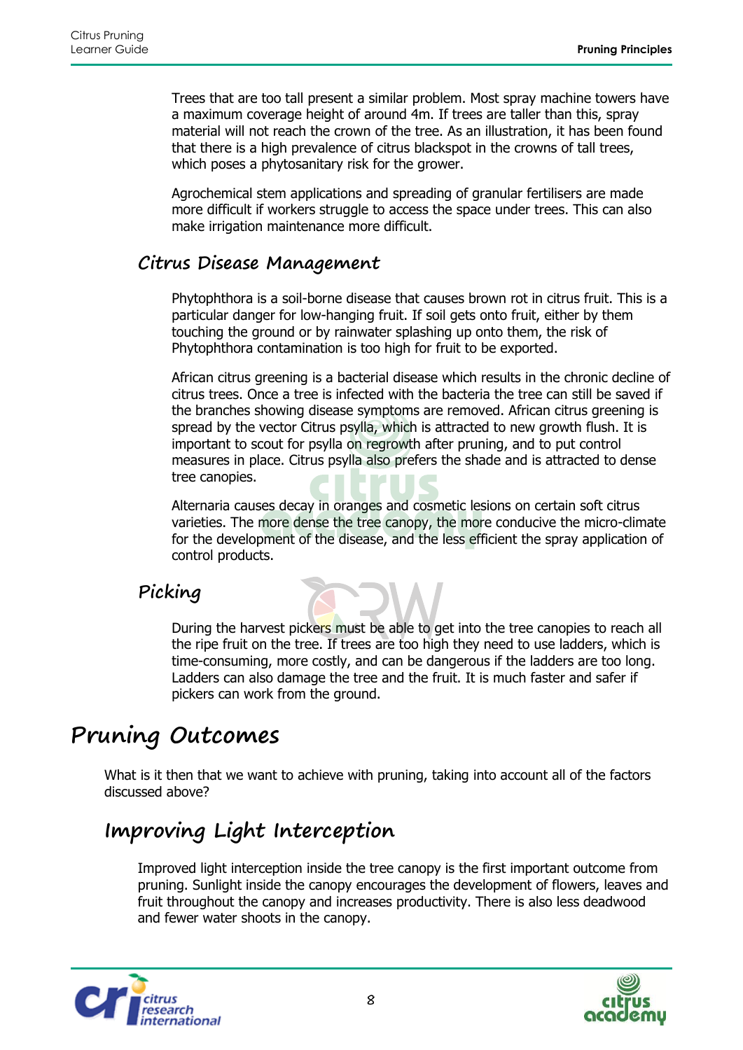Trees that are too tall present a similar problem. Most spray machine towers have a maximum coverage height of around 4m. If trees are taller than this, spray material will not reach the crown of the tree. As an illustration, it has been found that there is a high prevalence of citrus blackspot in the crowns of tall trees, which poses a phytosanitary risk for the grower.

Agrochemical stem applications and spreading of granular fertilisers are made more difficult if workers struggle to access the space under trees. This can also make irrigation maintenance more difficult.

### Citrus Disease Management

Phytophthora is a soil-borne disease that causes brown rot in citrus fruit. This is a particular danger for low-hanging fruit. If soil gets onto fruit, either by them touching the ground or by rainwater splashing up onto them, the risk of Phytophthora contamination is too high for fruit to be exported.

African citrus greening is a bacterial disease which results in the chronic decline of citrus trees. Once a tree is infected with the bacteria the tree can still be saved if the branches showing disease symptoms are removed. African citrus greening is spread by the vector Citrus psylla, which is attracted to new growth flush. It is important to scout for psylla on regrowth after pruning, and to put control measures in place. Citrus psylla also prefers the shade and is attracted to dense tree canopies.

Alternaria causes decay in oranges and cosmetic lesions on certain soft citrus varieties. The more dense the tree canopy, the more conducive the micro-climate for the development of the disease, and the less efficient the spray application of control products.

### Picking

During the harvest pickers must be able to get into the tree canopies to reach all the ripe fruit on the tree. If trees are too high they need to use ladders, which is time-consuming, more costly, and can be dangerous if the ladders are too long. Ladders can also damage the tree and the fruit. It is much faster and safer if pickers can work from the ground.

# Pruning Outcomes

What is it then that we want to achieve with pruning, taking into account all of the factors discussed above?

## Improving Light Interception

Improved light interception inside the tree canopy is the first important outcome from pruning. Sunlight inside the canopy encourages the development of flowers, leaves and fruit throughout the canopy and increases productivity. There is also less deadwood and fewer water shoots in the canopy.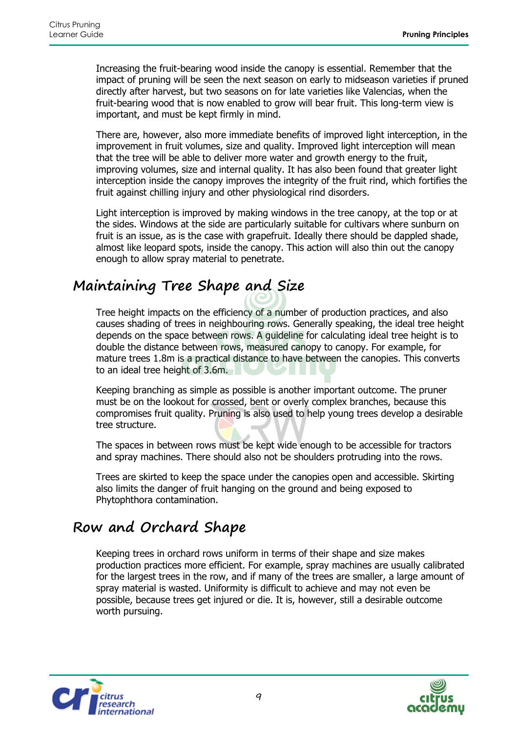Increasing the fruit-bearing wood inside the canopy is essential. Remember that the impact of pruning will be seen the next season on early to midseason varieties if pruned directly after harvest, but two seasons on for late varieties like Valencias, when the fruit-bearing wood that is now enabled to grow will bear fruit. This long-term view is important, and must be kept firmly in mind.

There are, however, also more immediate benefits of improved light interception, in the improvement in fruit volumes, size and quality. Improved light interception will mean that the tree will be able to deliver more water and growth energy to the fruit, improving volumes, size and internal quality. It has also been found that greater light interception inside the canopy improves the integrity of the fruit rind, which fortifies the fruit against chilling injury and other physiological rind disorders.

Light interception is improved by making windows in the tree canopy, at the top or at the sides. Windows at the side are particularly suitable for cultivars where sunburn on fruit is an issue, as is the case with grapefruit. Ideally there should be dappled shade, almost like leopard spots, inside the canopy. This action will also thin out the canopy enough to allow spray material to penetrate.

## Maintaining Tree Shape and Size

Tree height impacts on the efficiency of a number of production practices, and also causes shading of trees in neighbouring rows. Generally speaking, the ideal tree height depends on the space between rows. A guideline for calculating ideal tree height is to double the distance between rows, measured canopy to canopy. For example, for mature trees 1.8m is a practical distance to have between the canopies. This converts to an ideal tree height of 3.6m.

Keeping branching as simple as possible is another important outcome. The pruner must be on the lookout for crossed, bent or overly complex branches, because this compromises fruit quality. Pruning is also used to help young trees develop a desirable tree structure.

The spaces in between rows must be kept wide enough to be accessible for tractors and spray machines. There should also not be shoulders protruding into the rows.

Trees are skirted to keep the space under the canopies open and accessible. Skirting also limits the danger of fruit hanging on the ground and being exposed to Phytophthora contamination.

## Row and Orchard Shape

Keeping trees in orchard rows uniform in terms of their shape and size makes production practices more efficient. For example, spray machines are usually calibrated for the largest trees in the row, and if many of the trees are smaller, a large amount of spray material is wasted. Uniformity is difficult to achieve and may not even be possible, because trees get injured or die. It is, however, still a desirable outcome worth pursuing.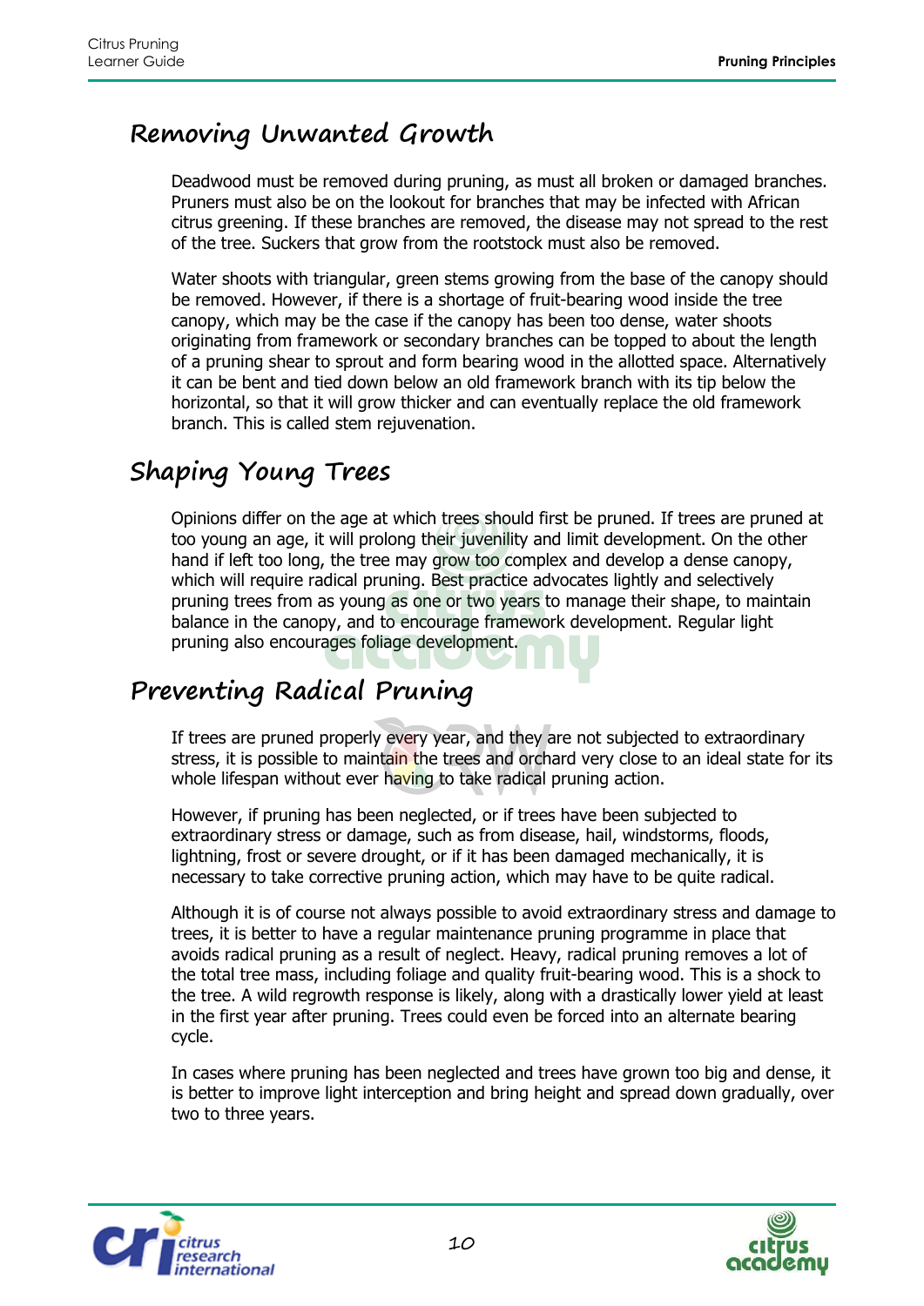## Removing Unwanted Growth

Deadwood must be removed during pruning, as must all broken or damaged branches. Pruners must also be on the lookout for branches that may be infected with African citrus greening. If these branches are removed, the disease may not spread to the rest of the tree. Suckers that grow from the rootstock must also be removed.

Water shoots with triangular, green stems growing from the base of the canopy should be removed. However, if there is a shortage of fruit-bearing wood inside the tree canopy, which may be the case if the canopy has been too dense, water shoots originating from framework or secondary branches can be topped to about the length of a pruning shear to sprout and form bearing wood in the allotted space. Alternatively it can be bent and tied down below an old framework branch with its tip below the horizontal, so that it will grow thicker and can eventually replace the old framework branch. This is called stem rejuvenation.

## Shaping Young Trees

Opinions differ on the age at which trees should first be pruned. If trees are pruned at too young an age, it will prolong their juvenility and limit development. On the other hand if left too long, the tree may grow too complex and develop a dense canopy, which will require radical pruning. Best practice advocates lightly and selectively pruning trees from as young as one or two years to manage their shape, to maintain balance in the canopy, and to encourage framework development. Regular light pruning also encourages foliage development.

## Preventing Radical Pruning

If trees are pruned properly every year, and they are not subjected to extraordinary stress, it is possible to maintain the trees and orchard very close to an ideal state for its whole lifespan without ever having to take radical pruning action.

However, if pruning has been neglected, or if trees have been subjected to extraordinary stress or damage, such as from disease, hail, windstorms, floods, lightning, frost or severe drought, or if it has been damaged mechanically, it is necessary to take corrective pruning action, which may have to be quite radical.

Although it is of course not always possible to avoid extraordinary stress and damage to trees, it is better to have a regular maintenance pruning programme in place that avoids radical pruning as a result of neglect. Heavy, radical pruning removes a lot of the total tree mass, including foliage and quality fruit-bearing wood. This is a shock to the tree. A wild regrowth response is likely, along with a drastically lower yield at least in the first year after pruning. Trees could even be forced into an alternate bearing cycle.

In cases where pruning has been neglected and trees have grown too big and dense, it is better to improve light interception and bring height and spread down gradually, over two to three years.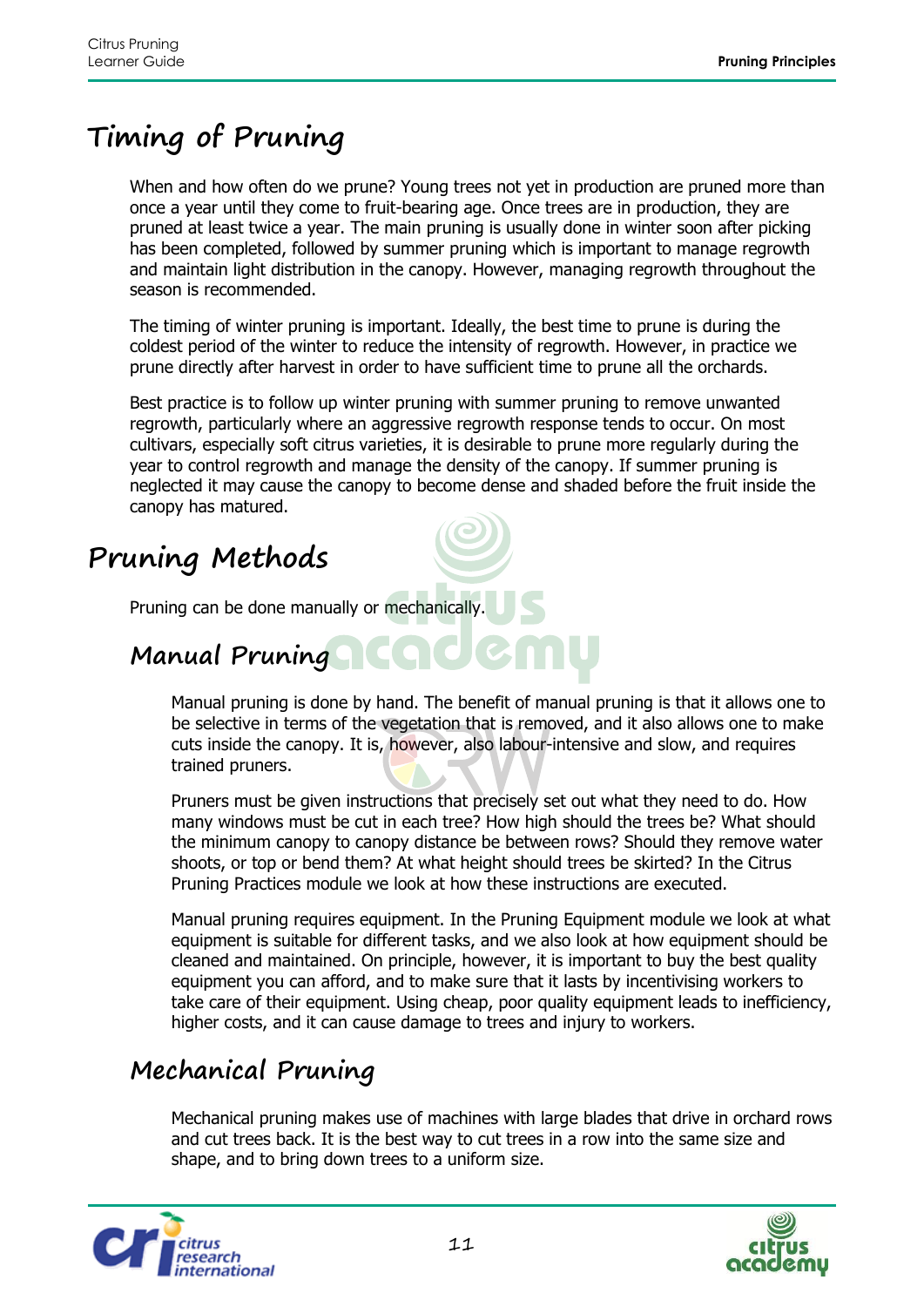# Timing of Pruning

When and how often do we prune? Young trees not yet in production are pruned more than once a year until they come to fruit-bearing age. Once trees are in production, they are pruned at least twice a year. The main pruning is usually done in winter soon after picking has been completed, followed by summer pruning which is important to manage regrowth and maintain light distribution in the canopy. However, managing regrowth throughout the season is recommended.

The timing of winter pruning is important. Ideally, the best time to prune is during the coldest period of the winter to reduce the intensity of regrowth. However, in practice we prune directly after harvest in order to have sufficient time to prune all the orchards.

Best practice is to follow up winter pruning with summer pruning to remove unwanted regrowth, particularly where an aggressive regrowth response tends to occur. On most cultivars, especially soft citrus varieties, it is desirable to prune more regularly during the year to control regrowth and manage the density of the canopy. If summer pruning is neglected it may cause the canopy to become dense and shaded before the fruit inside the canopy has matured.

# Pruning Methods

Pruning can be done manually or mechanically.

## Manual Pruning

Manual pruning is done by hand. The benefit of manual pruning is that it allows one to be selective in terms of the vegetation that is removed, and it also allows one to make cuts inside the canopy. It is, however, also labour-intensive and slow, and requires trained pruners.

Pruners must be given instructions that precisely set out what they need to do. How many windows must be cut in each tree? How high should the trees be? What should the minimum canopy to canopy distance be between rows? Should they remove water shoots, or top or bend them? At what height should trees be skirted? In the Citrus Pruning Practices module we look at how these instructions are executed.

Manual pruning requires equipment. In the Pruning Equipment module we look at what equipment is suitable for different tasks, and we also look at how equipment should be cleaned and maintained. On principle, however, it is important to buy the best quality equipment you can afford, and to make sure that it lasts by incentivising workers to take care of their equipment. Using cheap, poor quality equipment leads to inefficiency, higher costs, and it can cause damage to trees and injury to workers.

## Mechanical Pruning

Mechanical pruning makes use of machines with large blades that drive in orchard rows and cut trees back. It is the best way to cut trees in a row into the same size and shape, and to bring down trees to a uniform size.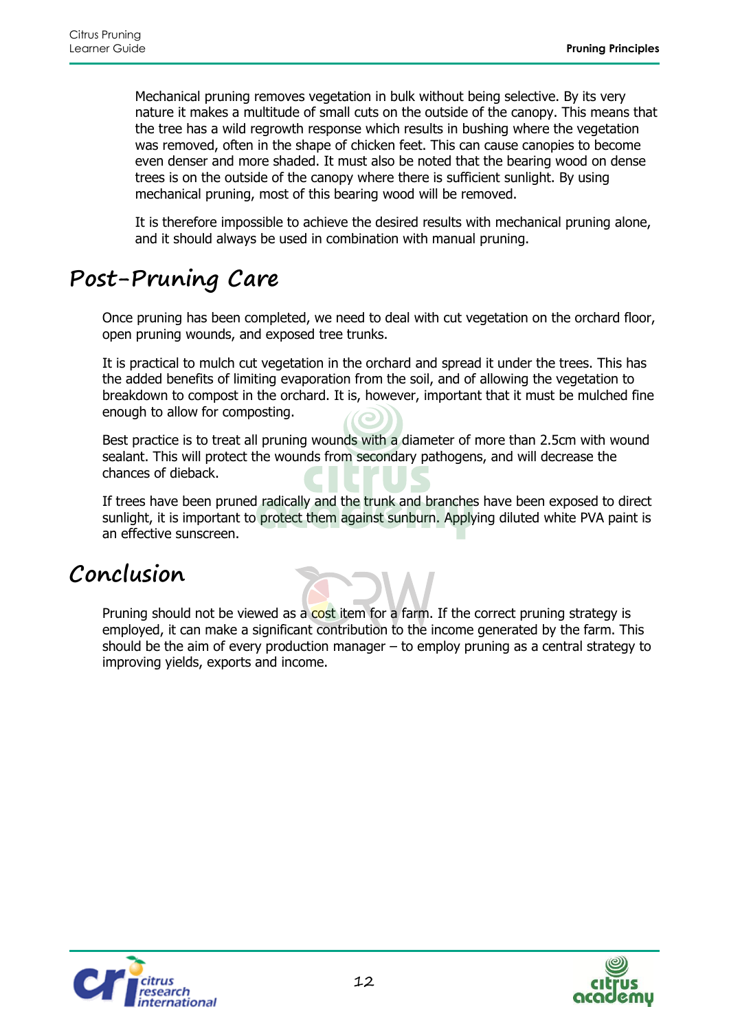Mechanical pruning removes vegetation in bulk without being selective. By its very nature it makes a multitude of small cuts on the outside of the canopy. This means that the tree has a wild regrowth response which results in bushing where the vegetation was removed, often in the shape of chicken feet. This can cause canopies to become even denser and more shaded. It must also be noted that the bearing wood on dense trees is on the outside of the canopy where there is sufficient sunlight. By using mechanical pruning, most of this bearing wood will be removed.

It is therefore impossible to achieve the desired results with mechanical pruning alone, and it should always be used in combination with manual pruning.

## Post-Pruning Care

Once pruning has been completed, we need to deal with cut vegetation on the orchard floor, open pruning wounds, and exposed tree trunks.

It is practical to mulch cut vegetation in the orchard and spread it under the trees. This has the added benefits of limiting evaporation from the soil, and of allowing the vegetation to breakdown to compost in the orchard. It is, however, important that it must be mulched fine enough to allow for composting.

Best practice is to treat all pruning wounds with a diameter of more than 2.5cm with wound sealant. This will protect the wounds from secondary pathogens, and will decrease the chances of dieback.

If trees have been pruned radically and the trunk and branches have been exposed to direct sunlight, it is important to protect them against sunburn. Applying diluted white PVA paint is an effective sunscreen.

## Conclusion

Pruning should not be viewed as a cost item for a farm. If the correct pruning strategy is employed, it can make a significant contribution to the income generated by the farm. This should be the aim of every production manager – to employ pruning as a central strategy to improving yields, exports and income.